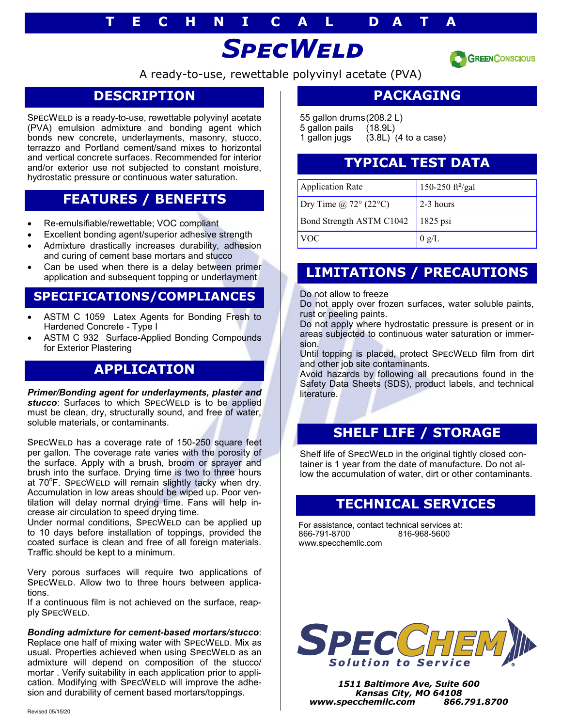# TECHNICAL DATA

# SpecWeld

GreenConscious

A ready-to-use, rewettable polyvinyl acetate (PVA)

## DESCRIPTION

SpecWeld is a ready-to-use, rewettable polyvinyl acetate (PVA) emulsion admixture and bonding agent which bonds new concrete, underlayments, masonry, stucco, terrazzo and Portland cement/sand mixes to horizontal and vertical concrete surfaces. Recommended for interior and/or exterior use not subjected to constant moisture, hydrostatic pressure or continuous water saturation.

## FEATURES / BENEFITS

- Re-emulsifiable/rewettable; VOC compliant
- Excellent bonding agent/superior adhesive strength
- Admixture drastically increases durability, adhesion and curing of cement base mortars and stucco
- Can be used when there is a delay between primer application and subsequent topping or underlayment

## SPECIFICATIONS/COMPLIANCES

- ASTM C 1059 Latex Agents for Bonding Fresh to Hardened Concrete - Type I
- ASTM C 932 Surface-Applied Bonding Compounds for Exterior Plastering

## APPLICATION

***Primer/Bonding agent for underlayments, plaster and stucco***: Surfaces to which SpecWeld is to be applied must be clean, dry, structurally sound, and free of water, soluble materials, or contaminants.

SpecWeld has a coverage rate of 150-250 square feet per gallon. The coverage rate varies with the porosity of the surface. Apply with a brush, broom or sprayer and brush into the surface. Drying time is two to three hours at 70°F. SpecWeld will remain slightly tacky when dry. Accumulation in low areas should be wiped up. Poor ventilation will delay normal drying time. Fans will help increase air circulation to speed drying time.

Under normal conditions, SpecWeld can be applied up to 10 days before installation of toppings, provided the coated surface is clean and free of all foreign materials. Traffic should be kept to a minimum.

Very porous surfaces will require two applications of SpecWeld. Allow two to three hours between applications.

If a continuous film is not achieved on the surface, reapply SpecWeld.

***Bonding admixture for cement-based mortars/stucco***: Replace one half of mixing water with SpecWeld. Mix as usual. Properties achieved when using SpecWeld as an admixture will depend on composition of the stucco/mortar. Verify suitability in each application prior to application. Modifying with SpecWeld will improve the adhesion and durability of cement based mortars/toppings.

## PACKAGING

55 gallon drums (208.2 L)
5 gallon pails (18.9L)
1 gallon jugs (3.8L) (4 to a case)

## TYPICAL TEST DATA

| | |
|---|---|
| Application Rate | 150-250 ft²/gal |
| Dry Time @ 72° (22°C) | 2-3 hours |
| Bond Strength ASTM C1042 | 1825 psi |
| VOC | 0 g/L |

## LIMITATIONS / PRECAUTIONS

Do not allow to freeze

Do not apply over frozen surfaces, water soluble paints, rust or peeling paints.

Do not apply where hydrostatic pressure is present or in areas subjected to continuous water saturation or immersion.

Until topping is placed, protect SpecWeld film from dirt and other job site contaminants.

Avoid hazards by following all precautions found in the Safety Data Sheets (SDS), product labels, and technical literature.

## SHELF LIFE / STORAGE

Shelf life of SpecWeld in the original tightly closed container is 1 year from the date of manufacture. Do not allow the accumulation of water, dirt or other contaminants.

## TECHNICAL SERVICES

For assistance, contact technical services at:
866-791-8700 816-968-5600
www.specchemllc.com

SpecChem
*Solution to Service*

***1511 Baltimore Ave, Suite 600***
***Kansas City, MO 64108***
***www.specchemllc.com 866.791.8700***

Revised 05/15/20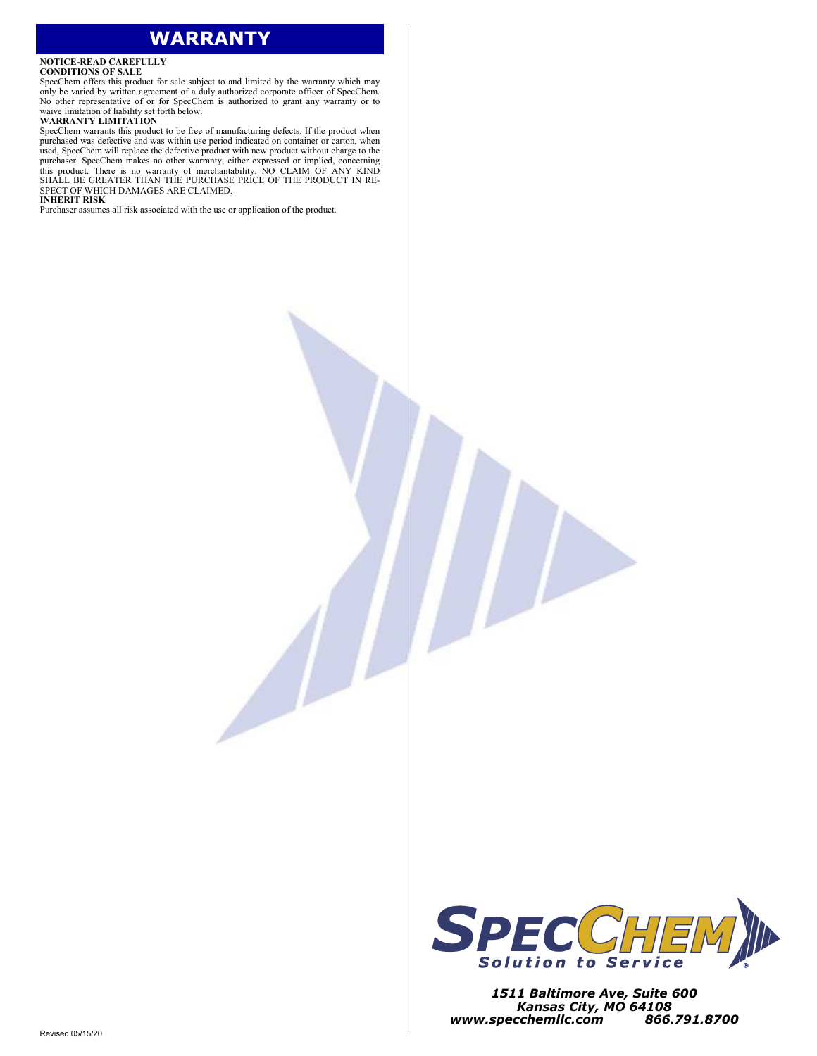# WARRANTY

**NOTICE-READ CAREFULLY**

**CONDITIONS OF SALE**

SpecChem offers this product for sale subject to and limited by the warranty which may only be varied by written agreement of a duly authorized corporate officer of SpecChem. No other representative of or for SpecChem is authorized to grant any warranty or to waive limitation of liability set forth below.

**WARRANTY LIMITATION**

SpecChem warrants this product to be free of manufacturing defects. If the product when purchased was defective and was within use period indicated on container or carton, when used, SpecChem will replace the defective product with new product without charge to the purchaser. SpecChem makes no other warranty, either expressed or implied, concerning this product. There is no warranty of merchantability. NO CLAIM OF ANY KIND SHALL BE GREATER THAN THE PURCHASE PRICE OF THE PRODUCT IN RESPECT OF WHICH DAMAGES ARE CLAIMED.

**INHERIT RISK**

Purchaser assumes all risk associated with the use or application of the product.

SPECCHEM
*Solution to Service*

***1511 Baltimore Ave, Suite 600***
***Kansas City, MO 64108***
***www.specchemllc.com 866.791.8700***

Revised 05/15/20